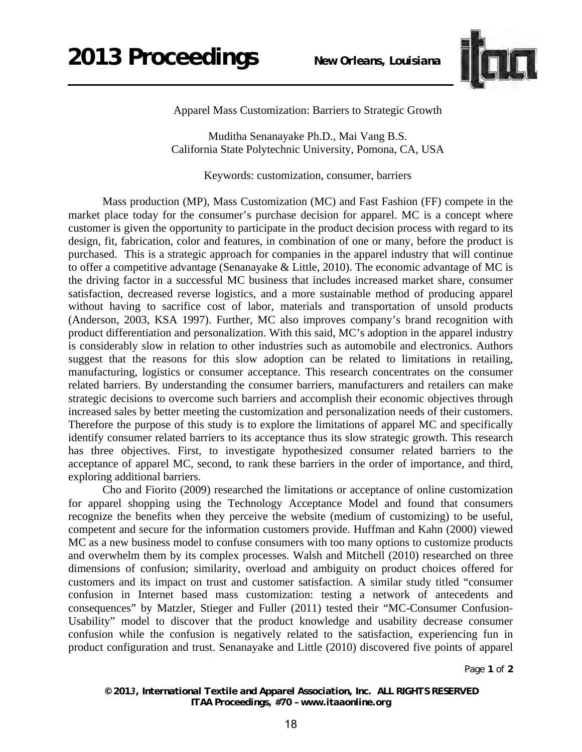# Apparel Mass Customization: Barriers to Strategic Growth

Muditha Senanayake Ph.D., Mai Vang B.S.
California State Polytechnic University, Pomona, CA, USA

Keywords: customization, consumer, barriers

Mass production (MP), Mass Customization (MC) and Fast Fashion (FF) compete in the market place today for the consumer's purchase decision for apparel. MC is a concept where customer is given the opportunity to participate in the product decision process with regard to its design, fit, fabrication, color and features, in combination of one or many, before the product is purchased. This is a strategic approach for companies in the apparel industry that will continue to offer a competitive advantage (Senanayake & Little, 2010). The economic advantage of MC is the driving factor in a successful MC business that includes increased market share, consumer satisfaction, decreased reverse logistics, and a more sustainable method of producing apparel without having to sacrifice cost of labor, materials and transportation of unsold products (Anderson, 2003, KSA 1997). Further, MC also improves company's brand recognition with product differentiation and personalization. With this said, MC's adoption in the apparel industry is considerably slow in relation to other industries such as automobile and electronics. Authors suggest that the reasons for this slow adoption can be related to limitations in retailing, manufacturing, logistics or consumer acceptance. This research concentrates on the consumer related barriers. By understanding the consumer barriers, manufacturers and retailers can make strategic decisions to overcome such barriers and accomplish their economic objectives through increased sales by better meeting the customization and personalization needs of their customers. Therefore the purpose of this study is to explore the limitations of apparel MC and specifically identify consumer related barriers to its acceptance thus its slow strategic growth. This research has three objectives. First, to investigate hypothesized consumer related barriers to the acceptance of apparel MC, second, to rank these barriers in the order of importance, and third, exploring additional barriers.

Cho and Fiorito (2009) researched the limitations or acceptance of online customization for apparel shopping using the Technology Acceptance Model and found that consumers recognize the benefits when they perceive the website (medium of customizing) to be useful, competent and secure for the information customers provide. Huffman and Kahn (2000) viewed MC as a new business model to confuse consumers with too many options to customize products and overwhelm them by its complex processes. Walsh and Mitchell (2010) researched on three dimensions of confusion; similarity, overload and ambiguity on product choices offered for customers and its impact on trust and customer satisfaction. A similar study titled "consumer confusion in Internet based mass customization: testing a network of antecedents and consequences" by Matzler, Stieger and Fuller (2011) tested their "MC-Consumer Confusion-Usability" model to discover that the product knowledge and usability decrease consumer confusion while the confusion is negatively related to the satisfaction, experiencing fun in product configuration and trust. Senanayake and Little (2010) discovered five points of apparel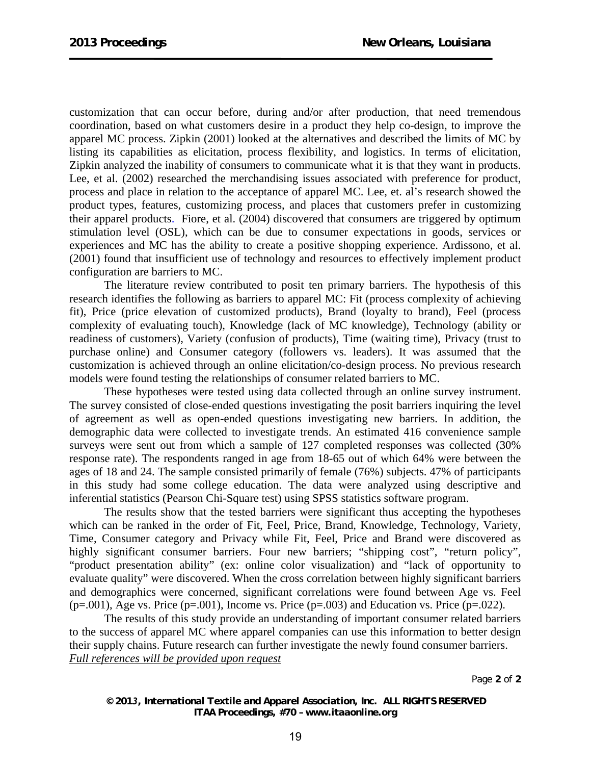customization that can occur before, during and/or after production, that need tremendous coordination, based on what customers desire in a product they help co-design, to improve the apparel MC process. Zipkin (2001) looked at the alternatives and described the limits of MC by listing its capabilities as elicitation, process flexibility, and logistics. In terms of elicitation, Zipkin analyzed the inability of consumers to communicate what it is that they want in products. Lee, et al. (2002) researched the merchandising issues associated with preference for product, process and place in relation to the acceptance of apparel MC. Lee, et. al's research showed the product types, features, customizing process, and places that customers prefer in customizing their apparel products. Fiore, et al. (2004) discovered that consumers are triggered by optimum stimulation level (OSL), which can be due to consumer expectations in goods, services or experiences and MC has the ability to create a positive shopping experience. Ardissono, et al. (2001) found that insufficient use of technology and resources to effectively implement product configuration are barriers to MC.

The literature review contributed to posit ten primary barriers. The hypothesis of this research identifies the following as barriers to apparel MC: Fit (process complexity of achieving fit), Price (price elevation of customized products), Brand (loyalty to brand), Feel (process complexity of evaluating touch), Knowledge (lack of MC knowledge), Technology (ability or readiness of customers), Variety (confusion of products), Time (waiting time), Privacy (trust to purchase online) and Consumer category (followers vs. leaders). It was assumed that the customization is achieved through an online elicitation/co-design process. No previous research models were found testing the relationships of consumer related barriers to MC.

These hypotheses were tested using data collected through an online survey instrument. The survey consisted of close-ended questions investigating the posit barriers inquiring the level of agreement as well as open-ended questions investigating new barriers. In addition, the demographic data were collected to investigate trends. An estimated 416 convenience sample surveys were sent out from which a sample of 127 completed responses was collected (30% response rate). The respondents ranged in age from 18-65 out of which 64% were between the ages of 18 and 24. The sample consisted primarily of female (76%) subjects. 47% of participants in this study had some college education. The data were analyzed using descriptive and inferential statistics (Pearson Chi-Square test) using SPSS statistics software program.

The results show that the tested barriers were significant thus accepting the hypotheses which can be ranked in the order of Fit, Feel, Price, Brand, Knowledge, Technology, Variety, Time, Consumer category and Privacy while Fit, Feel, Price and Brand were discovered as highly significant consumer barriers. Four new barriers; "shipping cost", "return policy", "product presentation ability" (ex: online color visualization) and "lack of opportunity to evaluate quality" were discovered. When the cross correlation between highly significant barriers and demographics were concerned, significant correlations were found between Age vs. Feel ($p=.001$), Age vs. Price ($p=.001$), Income vs. Price ($p=.003$) and Education vs. Price ($p=.022$).

The results of this study provide an understanding of important consumer related barriers to the success of apparel MC where apparel companies can use this information to better design their supply chains. Future research can further investigate the newly found consumer barriers.

*Full references will be provided upon request*

**© 2013, International Textile and Apparel Association, Inc. ALL RIGHTS RESERVED**
**ITAA Proceedings, #70 – www.itaaonline.org**